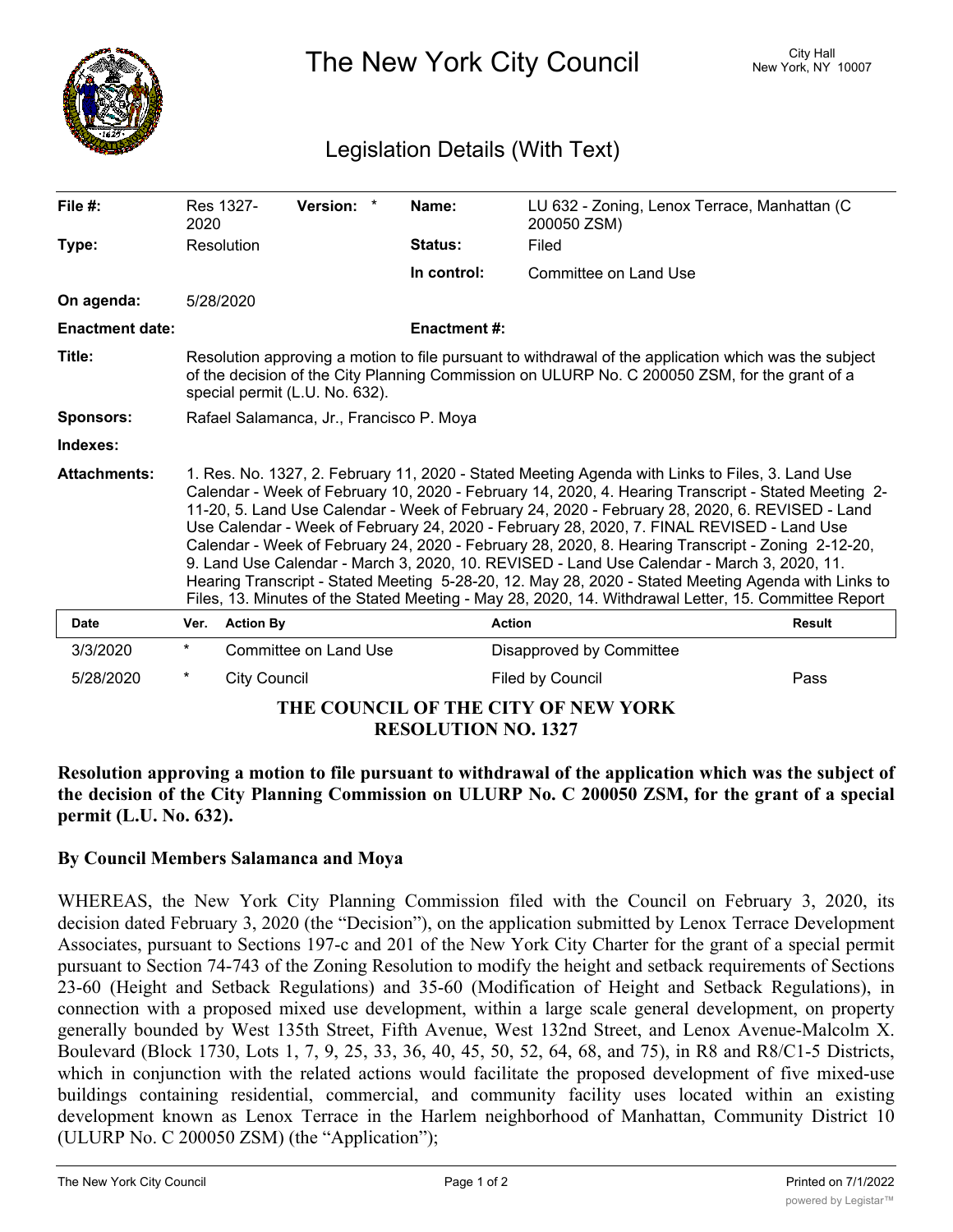# The New York City Council

City Hall
New York, NY 10007

## Legislation Details (With Text)

| | | | |
|---|---|---|---|
| **File #:** | Res 1327-2020 **Version:** * | **Name:** | LU 632 - Zoning, Lenox Terrace, Manhattan (C 200050 ZSM) |
| **Type:** | Resolution | **Status:** | Filed |
| | | **In control:** | Committee on Land Use |
| **On agenda:** | 5/28/2020 | | |
| **Enactment date:** | | **Enactment #:** | |

**Title:** Resolution approving a motion to file pursuant to withdrawal of the application which was the subject of the decision of the City Planning Commission on ULURP No. C 200050 ZSM, for the grant of a special permit (L.U. No. 632).

**Sponsors:** Rafael Salamanca, Jr., Francisco P. Moya

**Indexes:**

**Attachments:** 1. Res. No. 1327, 2. February 11, 2020 - Stated Meeting Agenda with Links to Files, 3. Land Use Calendar - Week of February 10, 2020 - February 14, 2020, 4. Hearing Transcript - Stated Meeting 2-11-20, 5. Land Use Calendar - Week of February 24, 2020 - February 28, 2020, 6. REVISED - Land Use Calendar - Week of February 24, 2020 - February 28, 2020, 7. FINAL REVISED - Land Use Calendar - Week of February 24, 2020 - February 28, 2020, 8. Hearing Transcript - Zoning 2-12-20, 9. Land Use Calendar - March 3, 2020, 10. REVISED - Land Use Calendar - March 3, 2020, 11. Hearing Transcript - Stated Meeting 5-28-20, 12. May 28, 2020 - Stated Meeting Agenda with Links to Files, 13. Minutes of the Stated Meeting - May 28, 2020, 14. Withdrawal Letter, 15. Committee Report

| Date | Ver. | Action By | Action | Result |
|---|---|---|---|---|
| 3/3/2020 | * | Committee on Land Use | Disapproved by Committee | |
| 5/28/2020 | * | City Council | Filed by Council | Pass |

**THE COUNCIL OF THE CITY OF NEW YORK**
**RESOLUTION NO. 1327**

**Resolution approving a motion to file pursuant to withdrawal of the application which was the subject of the decision of the City Planning Commission on ULURP No. C 200050 ZSM, for the grant of a special permit (L.U. No. 632).**

**By Council Members Salamanca and Moya**

WHEREAS, the New York City Planning Commission filed with the Council on February 3, 2020, its decision dated February 3, 2020 (the "Decision"), on the application submitted by Lenox Terrace Development Associates, pursuant to Sections 197-c and 201 of the New York City Charter for the grant of a special permit pursuant to Section 74-743 of the Zoning Resolution to modify the height and setback requirements of Sections 23-60 (Height and Setback Regulations) and 35-60 (Modification of Height and Setback Regulations), in connection with a proposed mixed use development, within a large scale general development, on property generally bounded by West 135th Street, Fifth Avenue, West 132nd Street, and Lenox Avenue-Malcolm X. Boulevard (Block 1730, Lots 1, 7, 9, 25, 33, 36, 40, 45, 50, 52, 64, 68, and 75), in R8 and R8/C1-5 Districts, which in conjunction with the related actions would facilitate the proposed development of five mixed-use buildings containing residential, commercial, and community facility uses located within an existing development known as Lenox Terrace in the Harlem neighborhood of Manhattan, Community District 10 (ULURP No. C 200050 ZSM) (the "Application");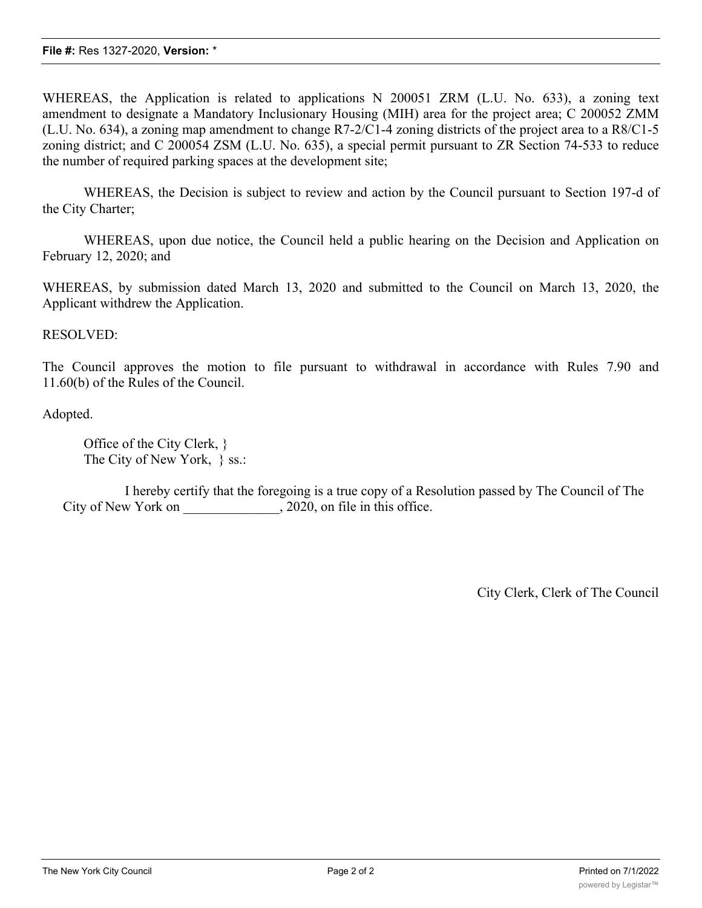WHEREAS, the Application is related to applications N 200051 ZRM (L.U. No. 633), a zoning text amendment to designate a Mandatory Inclusionary Housing (MIH) area for the project area; C 200052 ZMM (L.U. No. 634), a zoning map amendment to change R7-2/C1-4 zoning districts of the project area to a R8/C1-5 zoning district; and C 200054 ZSM (L.U. No. 635), a special permit pursuant to ZR Section 74-533 to reduce the number of required parking spaces at the development site;

WHEREAS, the Decision is subject to review and action by the Council pursuant to Section 197-d of the City Charter;

WHEREAS, upon due notice, the Council held a public hearing on the Decision and Application on February 12, 2020; and

WHEREAS, by submission dated March 13, 2020 and submitted to the Council on March 13, 2020, the Applicant withdrew the Application.

RESOLVED:

The Council approves the motion to file pursuant to withdrawal in accordance with Rules 7.90 and 11.60(b) of the Rules of the Council.

Adopted.

Office of the City Clerk, }
The City of New York, } ss.:

I hereby certify that the foregoing is a true copy of a Resolution passed by The Council of The City of New York on ______________, 2020, on file in this office.

City Clerk, Clerk of The Council